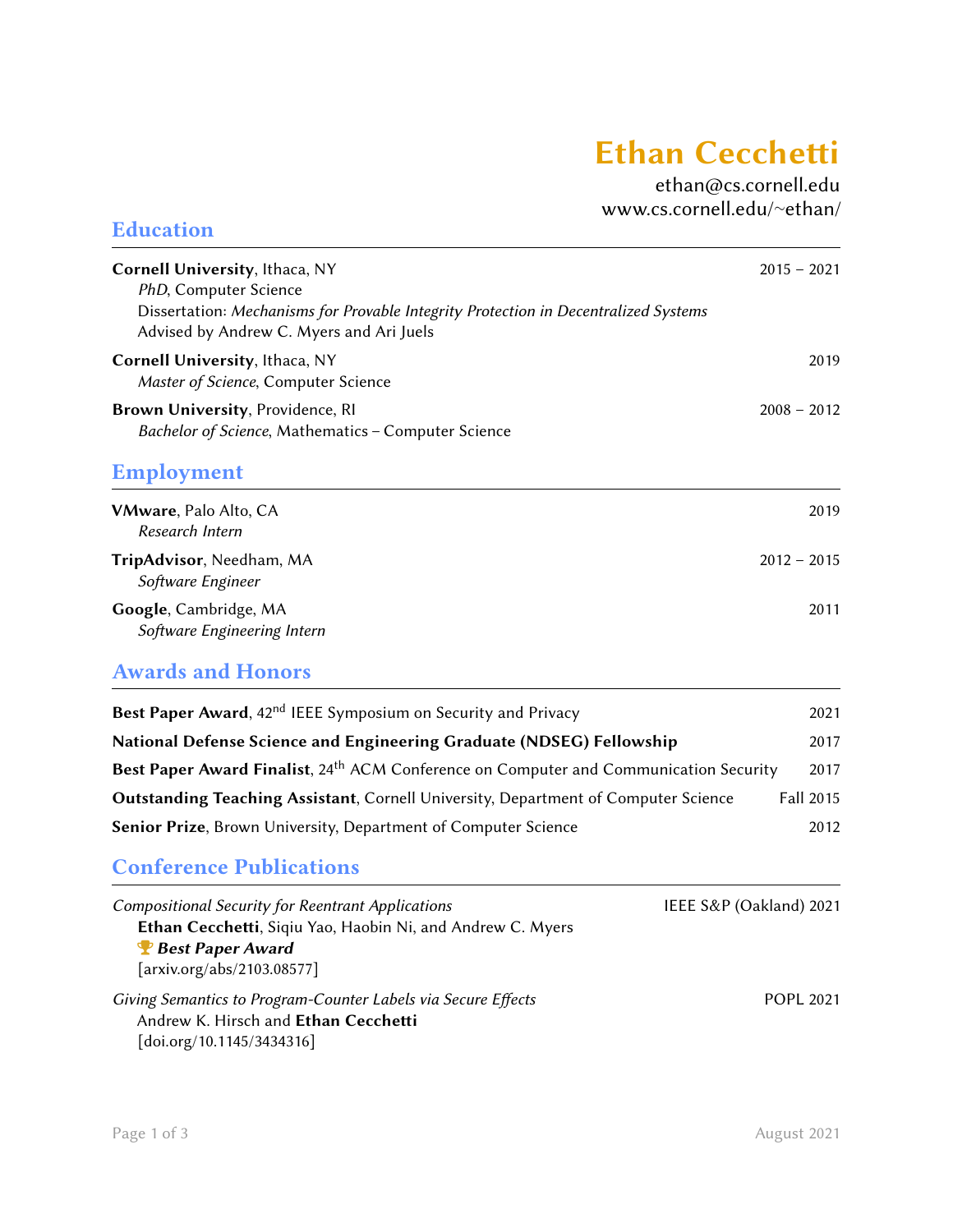# Ethan Cecchetti

ethan@cs.cornell.edu
www.cs.cornell.edu/~ethan/

## Education

**Cornell University**, Ithaca, NY — 2015 – 2021
*PhD*, Computer Science
Dissertation: *Mechanisms for Provable Integrity Protection in Decentralized Systems*
Advised by Andrew C. Myers and Ari Juels

**Cornell University**, Ithaca, NY — 2019
*Master of Science*, Computer Science

**Brown University**, Providence, RI — 2008 – 2012
*Bachelor of Science*, Mathematics – Computer Science

## Employment

**VMware**, Palo Alto, CA — 2019
*Research Intern*

**TripAdvisor**, Needham, MA — 2012 – 2015
*Software Engineer*

**Google**, Cambridge, MA — 2011
*Software Engineering Intern*

## Awards and Honors

**Best Paper Award**, 42nd IEEE Symposium on Security and Privacy — 2021

**National Defense Science and Engineering Graduate (NDSEG) Fellowship** — 2017

**Best Paper Award Finalist**, 24th ACM Conference on Computer and Communication Security — 2017

**Outstanding Teaching Assistant**, Cornell University, Department of Computer Science — Fall 2015

**Senior Prize**, Brown University, Department of Computer Science — 2012

## Conference Publications

*Compositional Security for Reentrant Applications* — IEEE S&P (Oakland) 2021
**Ethan Cecchetti**, Siqiu Yao, Haobin Ni, and Andrew C. Myers
🏆 ***Best Paper Award***
[arxiv.org/abs/2103.08577]

*Giving Semantics to Program-Counter Labels via Secure Effects* — POPL 2021
Andrew K. Hirsch and **Ethan Cecchetti**
[doi.org/10.1145/3434316]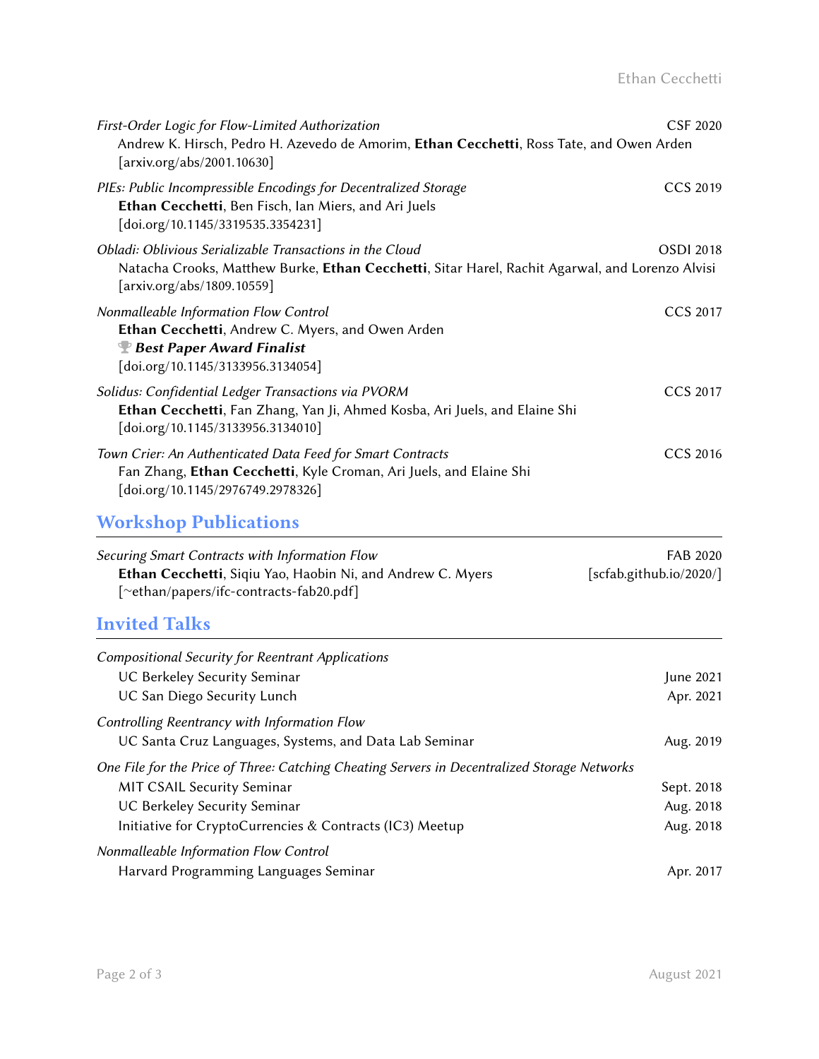*First-Order Logic for Flow-Limited Authorization* CSF 2020
Andrew K. Hirsch, Pedro H. Azevedo de Amorim, **Ethan Cecchetti**, Ross Tate, and Owen Arden
[arxiv.org/abs/2001.10630]

*PIEs: Public Incompressible Encodings for Decentralized Storage* CCS 2019
**Ethan Cecchetti**, Ben Fisch, Ian Miers, and Ari Juels
[doi.org/10.1145/3319535.3354231]

*Obladi: Oblivious Serializable Transactions in the Cloud* OSDI 2018
Natacha Crooks, Matthew Burke, **Ethan Cecchetti**, Sitar Harel, Rachit Agarwal, and Lorenzo Alvisi
[arxiv.org/abs/1809.10559]

*Nonmalleable Information Flow Control* CCS 2017
**Ethan Cecchetti**, Andrew C. Myers, and Owen Arden
***Best Paper Award Finalist***
[doi.org/10.1145/3133956.3134054]

*Solidus: Confidential Ledger Transactions via PVORM* CCS 2017
**Ethan Cecchetti**, Fan Zhang, Yan Ji, Ahmed Kosba, Ari Juels, and Elaine Shi
[doi.org/10.1145/3133956.3134010]

*Town Crier: An Authenticated Data Feed for Smart Contracts* CCS 2016
Fan Zhang, **Ethan Cecchetti**, Kyle Croman, Ari Juels, and Elaine Shi
[doi.org/10.1145/2976749.2978326]

## Workshop Publications

*Securing Smart Contracts with Information Flow* FAB 2020
**Ethan Cecchetti**, Siqiu Yao, Haobin Ni, and Andrew C. Myers [scfab.github.io/2020/]
[~ethan/papers/ifc-contracts-fab20.pdf]

## Invited Talks

*Compositional Security for Reentrant Applications*
- UC Berkeley Security Seminar — June 2021
- UC San Diego Security Lunch — Apr. 2021

*Controlling Reentrancy with Information Flow*
- UC Santa Cruz Languages, Systems, and Data Lab Seminar — Aug. 2019

*One File for the Price of Three: Catching Cheating Servers in Decentralized Storage Networks*
- MIT CSAIL Security Seminar — Sept. 2018
- UC Berkeley Security Seminar — Aug. 2018
- Initiative for CryptoCurrencies & Contracts (IC3) Meetup — Aug. 2018

*Nonmalleable Information Flow Control*
- Harvard Programming Languages Seminar — Apr. 2017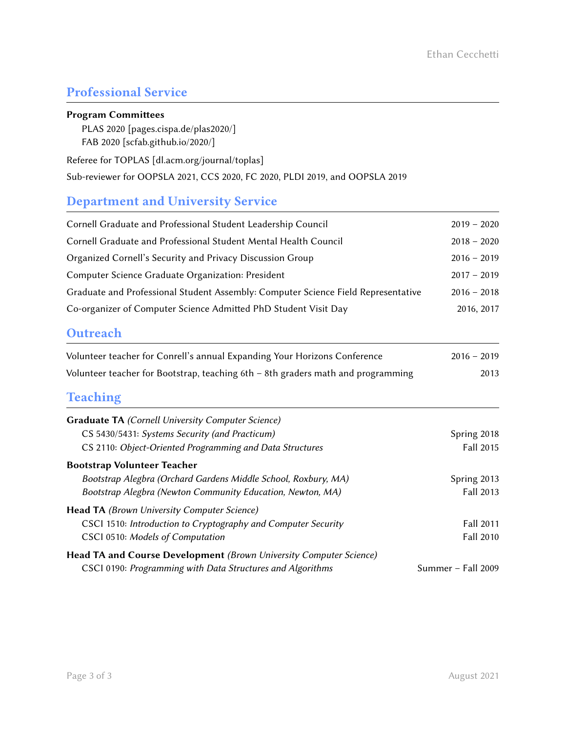## Professional Service

**Program Committees**

PLAS 2020 [pages.cispa.de/plas2020/]
FAB 2020 [scfab.github.io/2020/]

Referee for TOPLAS [dl.acm.org/journal/toplas]

Sub-reviewer for OOPSLA 2021, CCS 2020, FC 2020, PLDI 2019, and OOPSLA 2019

## Department and University Service

| | |
|---|---|
| Cornell Graduate and Professional Student Leadership Council | 2019 – 2020 |
| Cornell Graduate and Professional Student Mental Health Council | 2018 – 2020 |
| Organized Cornell's Security and Privacy Discussion Group | 2016 – 2019 |
| Computer Science Graduate Organization: President | 2017 – 2019 |
| Graduate and Professional Student Assembly: Computer Science Field Representative | 2016 – 2018 |
| Co-organizer of Computer Science Admitted PhD Student Visit Day | 2016, 2017 |

## Outreach

| | |
|---|---|
| Volunteer teacher for Conrell's annual Expanding Your Horizons Conference | 2016 – 2019 |
| Volunteer teacher for Bootstrap, teaching 6th – 8th graders math and programming | 2013 |

## Teaching

**Graduate TA** *(Cornell University Computer Science)*

| | |
|---|---|
| CS 5430/5431: *Systems Security (and Practicum)* | Spring 2018 |
| CS 2110: *Object-Oriented Programming and Data Structures* | Fall 2015 |

**Bootstrap Volunteer Teacher**

| | |
|---|---|
| *Bootstrap Alegbra (Orchard Gardens Middle School, Roxbury, MA)* | Spring 2013 |
| *Bootstrap Alegbra (Newton Community Education, Newton, MA)* | Fall 2013 |

**Head TA** *(Brown University Computer Science)*

| | |
|---|---|
| CSCI 1510: *Introduction to Cryptography and Computer Security* | Fall 2011 |
| CSCI 0510: *Models of Computation* | Fall 2010 |

**Head TA and Course Development** *(Brown University Computer Science)*

| | |
|---|---|
| CSCI 0190: *Programming with Data Structures and Algorithms* | Summer – Fall 2009 |